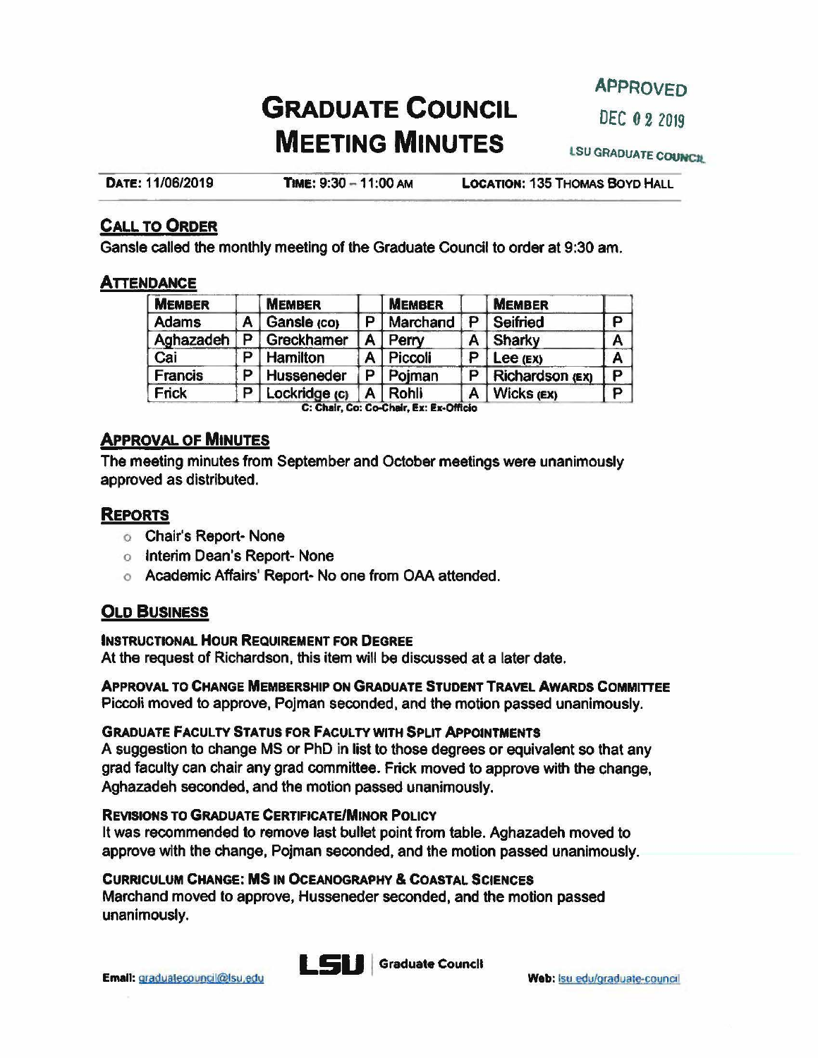# Graduate Council Meeting Minutes

APPROVED

DEC 02 2019

LSU GRADUATE COUNCIL

**Date:** 11/06/2019 **Time:** 9:30 – 11:00 AM **Location:** 135 Thomas Boyd Hall

## Call to Order

Gansle called the monthly meeting of the Graduate Council to order at 9:30 am.

## Attendance

| Member | | Member | | Member | | Member | |
|---|---|---|---|---|---|---|---|
| Adams | A | Gansle (co) | P | Marchand | P | Seifried | P |
| Aghazadeh | P | Greckhamer | A | Perry | A | Sharky | A |
| Cai | P | Hamilton | A | Piccoli | P | Lee (EX) | A |
| Francis | P | Husseneder | P | Pojman | P | Richardson (EX) | P |
| Frick | P | Lockridge (c) | A | Rohli | A | Wicks (EX) | P |

C: Chair, Co: Co-Chair, Ex: Ex-Officio

## Approval of Minutes

The meeting minutes from September and October meetings were unanimously approved as distributed.

## Reports

- Chair's Report- None
- Interim Dean's Report- None
- Academic Affairs' Report- No one from OAA attended.

## Old Business

### Instructional Hour Requirement for Degree

At the request of Richardson, this item will be discussed at a later date.

### Approval to Change Membership on Graduate Student Travel Awards Committee

Piccoli moved to approve, Pojman seconded, and the motion passed unanimously.

### Graduate Faculty Status for Faculty with Split Appointments

A suggestion to change MS or PhD in list to those degrees or equivalent so that any grad faculty can chair any grad committee. Frick moved to approve with the change, Aghazadeh seconded, and the motion passed unanimously.

### Revisions to Graduate Certificate/Minor Policy

It was recommended to remove last bullet point from table. Aghazadeh moved to approve with the change, Pojman seconded, and the motion passed unanimously.

### Curriculum Change: MS in Oceanography & Coastal Sciences

Marchand moved to approve, Husseneder seconded, and the motion passed unanimously.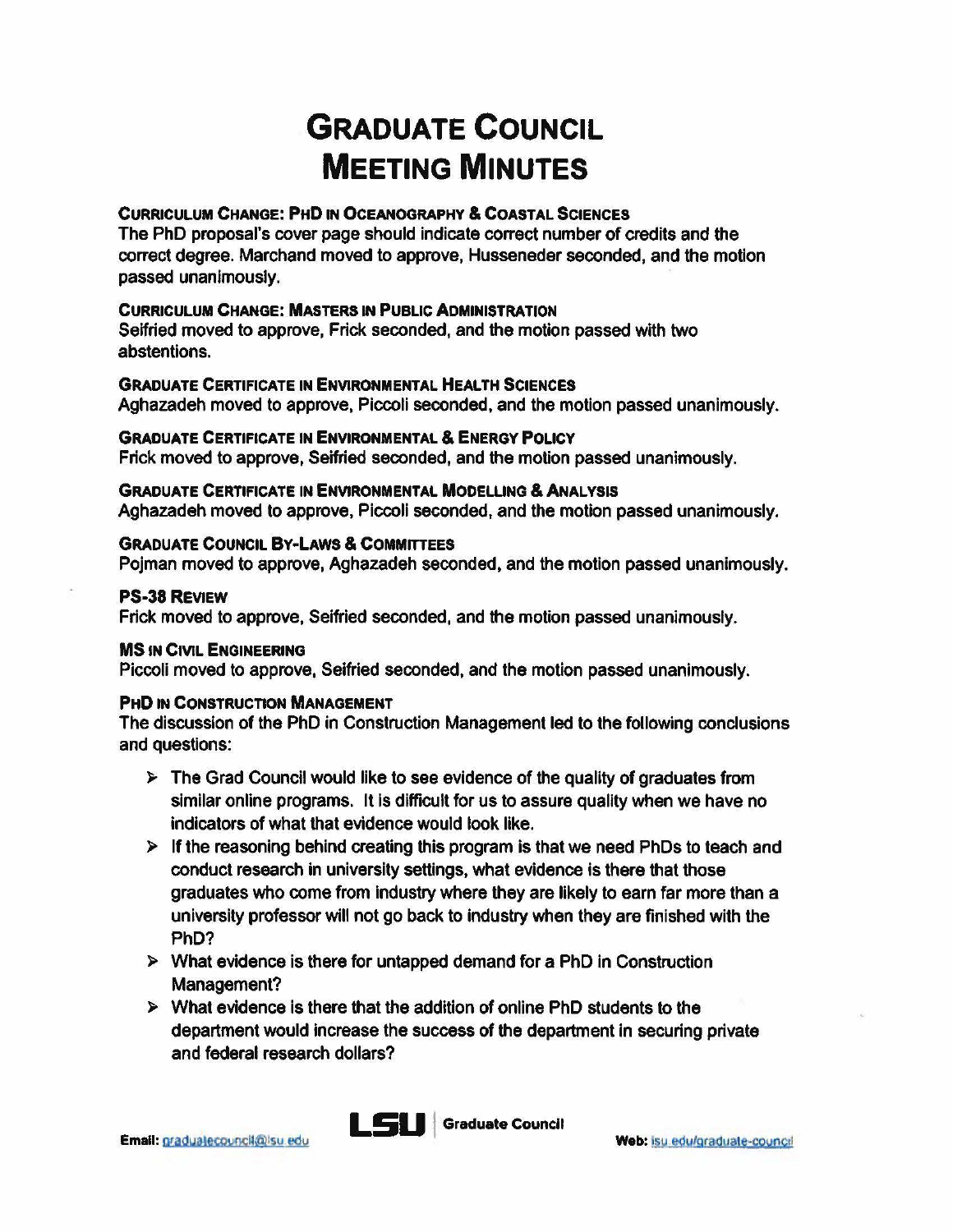# Graduate Council Meeting Minutes

### Curriculum Change: PhD in Oceanography & Coastal Sciences

The PhD proposal's cover page should indicate correct number of credits and the correct degree. Marchand moved to approve, Husseneder seconded, and the motion passed unanimously.

### Curriculum Change: Masters in Public Administration

Seifried moved to approve, Frick seconded, and the motion passed with two abstentions.

### Graduate Certificate in Environmental Health Sciences

Aghazadeh moved to approve, Piccoli seconded, and the motion passed unanimously.

### Graduate Certificate in Environmental & Energy Policy

Frick moved to approve, Seifried seconded, and the motion passed unanimously.

### Graduate Certificate in Environmental Modelling & Analysis

Aghazadeh moved to approve, Piccoli seconded, and the motion passed unanimously.

### Graduate Council By-Laws & Committees

Pojman moved to approve, Aghazadeh seconded, and the motion passed unanimously.

### PS-38 Review

Frick moved to approve, Seifried seconded, and the motion passed unanimously.

### MS in Civil Engineering

Piccoli moved to approve, Seifried seconded, and the motion passed unanimously.

### PhD in Construction Management

The discussion of the PhD in Construction Management led to the following conclusions and questions:

- The Grad Council would like to see evidence of the quality of graduates from similar online programs. It is difficult for us to assure quality when we have no indicators of what that evidence would look like.
- If the reasoning behind creating this program is that we need PhDs to teach and conduct research in university settings, what evidence is there that those graduates who come from industry where they are likely to earn far more than a university professor will not go back to industry when they are finished with the PhD?
- What evidence is there for untapped demand for a PhD in Construction Management?
- What evidence is there that the addition of online PhD students to the department would increase the success of the department in securing private and federal research dollars?

Email: graduatecouncil@lsu.edu | LSU Graduate Council | Web: lsu.edu/graduate-council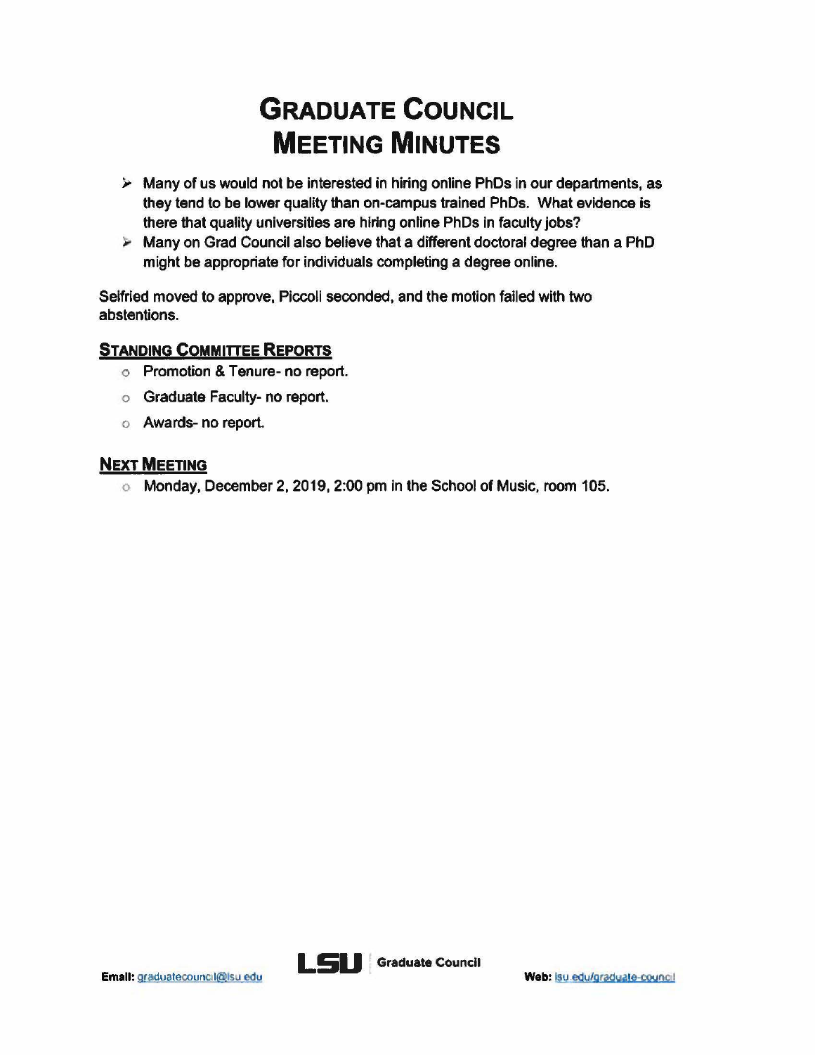# Graduate Council Meeting Minutes

- Many of us would not be interested in hiring online PhDs in our departments, as they tend to be lower quality than on-campus trained PhDs. What evidence is there that quality universities are hiring online PhDs in faculty jobs?
- Many on Grad Council also believe that a different doctoral degree than a PhD might be appropriate for individuals completing a degree online.

Seifried moved to approve, Piccoli seconded, and the motion failed with two abstentions.

## Standing Committee Reports

- Promotion & Tenure- no report.
- Graduate Faculty- no report.
- Awards- no report.

## Next Meeting

- Monday, December 2, 2019, 2:00 pm in the School of Music, room 105.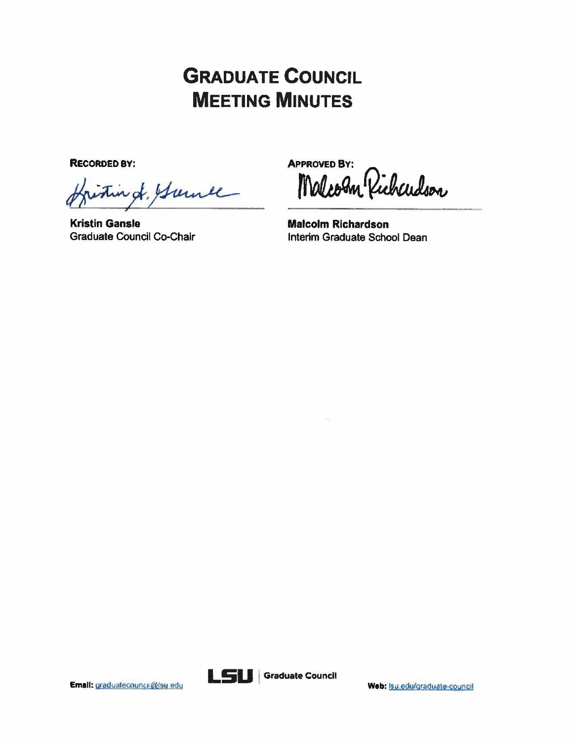# Graduate Council Meeting Minutes

**Recorded by:**

Kristin Gansle
Graduate Council Co-Chair

**Approved By:**

Malcolm Richardson
Interim Graduate School Dean

**Email:** graduatecouncil@lsu.edu

LSU | Graduate Council

**Web:** lsu.edu/graduate-council